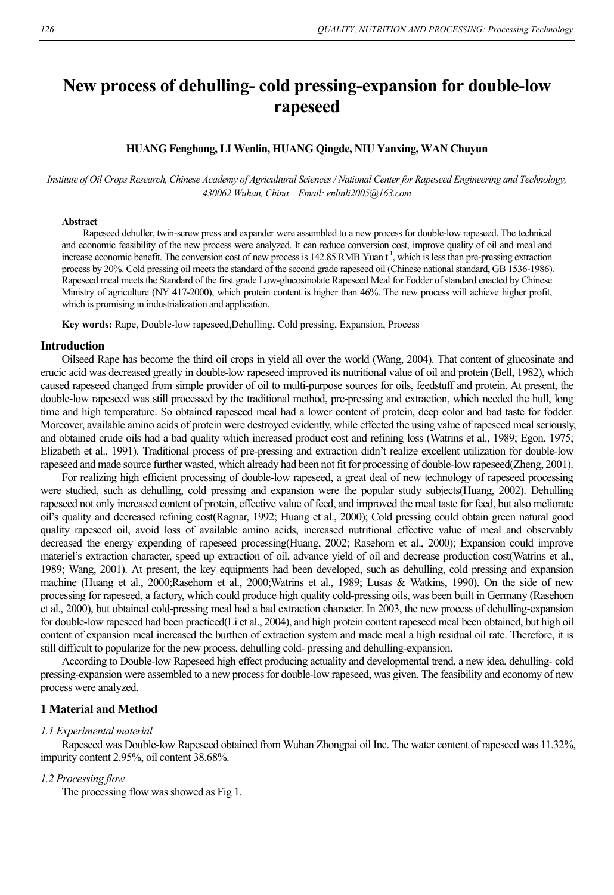# New process of dehulling- cold pressing-expansion for double-low rapeseed

**HUANG Fenghong, LI Wenlin, HUANG Qingde, NIU Yanxing, WAN Chuyun**

*Institute of Oil Crops Research, Chinese Academy of Agricultural Sciences / National Center for Rapeseed Engineering and Technology, 430062 Wuhan, China Email: enlinli2005@163.com*

**Abstract**

Rapeseed dehuller, twin-screw press and expander were assembled to a new process for double-low rapeseed. The technical and economic feasibility of the new process were analyzed. It can reduce conversion cost, improve quality of oil and meal and increase economic benefit. The conversion cost of new process is 142.85 RMB Yuan·$t^{-1}$, which is less than pre-pressing extraction process by 20%. Cold pressing oil meets the standard of the second grade rapeseed oil (Chinese national standard, GB 1536-1986). Rapeseed meal meets the Standard of the first grade Low-glucosinolate Rapeseed Meal for Fodder of standard enacted by Chinese Ministry of agriculture (NY 417-2000), which protein content is higher than 46%. The new process will achieve higher profit, which is promising in industrialization and application.

**Key words:** Rape, Double-low rapeseed,Dehulling, Cold pressing, Expansion, Process

## Introduction

Oilseed Rape has become the third oil crops in yield all over the world (Wang, 2004). That content of glucosinate and erucic acid was decreased greatly in double-low rapeseed improved its nutritional value of oil and protein (Bell, 1982), which caused rapeseed changed from simple provider of oil to multi-purpose sources for oils, feedstuff and protein. At present, the double-low rapeseed was still processed by the traditional method, pre-pressing and extraction, which needed the hull, long time and high temperature. So obtained rapeseed meal had a lower content of protein, deep color and bad taste for fodder. Moreover, available amino acids of protein were destroyed evidently, while effected the using value of rapeseed meal seriously, and obtained crude oils had a bad quality which increased product cost and refining loss (Watrins et al., 1989; Egon, 1975; Elizabeth et al., 1991). Traditional process of pre-pressing and extraction didn't realize excellent utilization for double-low rapeseed and made source further wasted, which already had been not fit for processing of double-low rapeseed(Zheng, 2001).

For realizing high efficient processing of double-low rapeseed, a great deal of new technology of rapeseed processing were studied, such as dehulling, cold pressing and expansion were the popular study subjects(Huang, 2002). Dehulling rapeseed not only increased content of protein, effective value of feed, and improved the meal taste for feed, but also meliorate oil's quality and decreased refining cost(Ragnar, 1992; Huang et al., 2000); Cold pressing could obtain green natural good quality rapeseed oil, avoid loss of available amino acids, increased nutritional effective value of meal and observably decreased the energy expending of rapeseed processing(Huang, 2002; Rasehorn et al., 2000); Expansion could improve materiel's extraction character, speed up extraction of oil, advance yield of oil and decrease production cost(Watrins et al., 1989; Wang, 2001). At present, the key equipments had been developed, such as dehulling, cold pressing and expansion machine (Huang et al., 2000;Rasehorn et al., 2000;Watrins et al., 1989; Lusas & Watkins, 1990). On the side of new processing for rapeseed, a factory, which could produce high quality cold-pressing oils, was been built in Germany (Rasehorn et al., 2000), but obtained cold-pressing meal had a bad extraction character. In 2003, the new process of dehulling-expansion for double-low rapeseed had been practiced(Li et al., 2004), and high protein content rapeseed meal been obtained, but high oil content of expansion meal increased the burthen of extraction system and made meal a high residual oil rate. Therefore, it is still difficult to popularize for the new process, dehulling cold- pressing and dehulling-expansion.

According to Double-low Rapeseed high effect producing actuality and developmental trend, a new idea, dehulling- cold pressing-expansion were assembled to a new process for double-low rapeseed, was given. The feasibility and economy of new process were analyzed.

## 1 Material and Method

### *1.1 Experimental material*

Rapeseed was Double-low Rapeseed obtained from Wuhan Zhongpai oil Inc. The water content of rapeseed was 11.32%, impurity content 2.95%, oil content 38.68%.

### *1.2 Processing flow*

The processing flow was showed as Fig 1.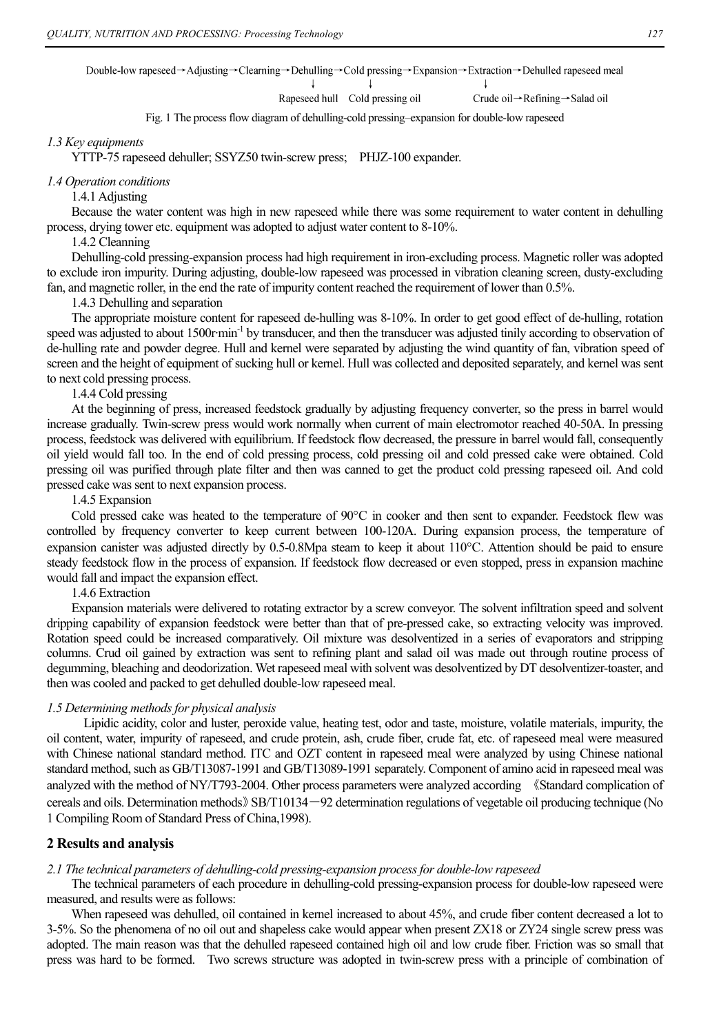Double-low rapeseed→Adjusting→Clearning→Dehulling→Cold pressing→Expansion→Extraction→Dehulled rapeseed meal

↓ Rapeseed hull ↓ Cold pressing oil ↓ Crude oil→Refining→Salad oil

Fig. 1 The process flow diagram of dehulling-cold pressing–expansion for double-low rapeseed

### 1.3 Key equipments

YTTP-75 rapeseed dehuller; SSYZ50 twin-screw press; PHJZ-100 expander.

### 1.4 Operation conditions

#### 1.4.1 Adjusting

Because the water content was high in new rapeseed while there was some requirement to water content in dehulling process, drying tower etc. equipment was adopted to adjust water content to 8-10%.

#### 1.4.2 Cleanning

Dehulling-cold pressing-expansion process had high requirement in iron-excluding process. Magnetic roller was adopted to exclude iron impurity. During adjusting, double-low rapeseed was processed in vibration cleaning screen, dusty-excluding fan, and magnetic roller, in the end the rate of impurity content reached the requirement of lower than 0.5%.

#### 1.4.3 Dehulling and separation

The appropriate moisture content for rapeseed de-hulling was 8-10%. In order to get good effect of de-hulling, rotation speed was adjusted to about 1500r·min$^{-1}$ by transducer, and then the transducer was adjusted tinily according to observation of de-hulling rate and powder degree. Hull and kernel were separated by adjusting the wind quantity of fan, vibration speed of screen and the height of equipment of sucking hull or kernel. Hull was collected and deposited separately, and kernel was sent to next cold pressing process.

#### 1.4.4 Cold pressing

At the beginning of press, increased feedstock gradually by adjusting frequency converter, so the press in barrel would increase gradually. Twin-screw press would work normally when current of main electromotor reached 40-50A. In pressing process, feedstock was delivered with equilibrium. If feedstock flow decreased, the pressure in barrel would fall, consequently oil yield would fall too. In the end of cold pressing process, cold pressing oil and cold pressed cake were obtained. Cold pressing oil was purified through plate filter and then was canned to get the product cold pressing rapeseed oil. And cold pressed cake was sent to next expansion process.

#### 1.4.5 Expansion

Cold pressed cake was heated to the temperature of 90°C in cooker and then sent to expander. Feedstock flew was controlled by frequency converter to keep current between 100-120A. During expansion process, the temperature of expansion canister was adjusted directly by 0.5-0.8Mpa steam to keep it about 110°C. Attention should be paid to ensure steady feedstock flow in the process of expansion. If feedstock flow decreased or even stopped, press in expansion machine would fall and impact the expansion effect.

#### 1.4.6 Extraction

Expansion materials were delivered to rotating extractor by a screw conveyor. The solvent infiltration speed and solvent dripping capability of expansion feedstock were better than that of pre-pressed cake, so extracting velocity was improved. Rotation speed could be increased comparatively. Oil mixture was desolventized in a series of evaporators and stripping columns. Crud oil gained by extraction was sent to refining plant and salad oil was made out through routine process of degumming, bleaching and deodorization. Wet rapeseed meal with solvent was desolventized by DT desolventizer-toaster, and then was cooled and packed to get dehulled double-low rapeseed meal.

### 1.5 Determining methods for physical analysis

Lipidic acidity, color and luster, peroxide value, heating test, odor and taste, moisture, volatile materials, impurity, the oil content, water, impurity of rapeseed, and crude protein, ash, crude fiber, crude fat, etc. of rapeseed meal were measured with Chinese national standard method. ITC and OZT content in rapeseed meal were analyzed by using Chinese national standard method, such as GB/T13087-1991 and GB/T13089-1991 separately. Component of amino acid in rapeseed meal was analyzed with the method of NY/T793-2004. Other process parameters were analyzed according 《Standard complication of cereals and oils. Determination methods》SB/T10134－92 determination regulations of vegetable oil producing technique (No 1 Compiling Room of Standard Press of China,1998).

## 2 Results and analysis

### 2.1 The technical parameters of dehulling-cold pressing-expansion process for double-low rapeseed

The technical parameters of each procedure in dehulling-cold pressing-expansion process for double-low rapeseed were measured, and results were as follows:

When rapeseed was dehulled, oil contained in kernel increased to about 45%, and crude fiber content decreased a lot to 3-5%. So the phenomena of no oil out and shapeless cake would appear when present ZX18 or ZY24 single screw press was adopted. The main reason was that the dehulled rapeseed contained high oil and low crude fiber. Friction was so small that press was hard to be formed. Two screws structure was adopted in twin-screw press with a principle of combination of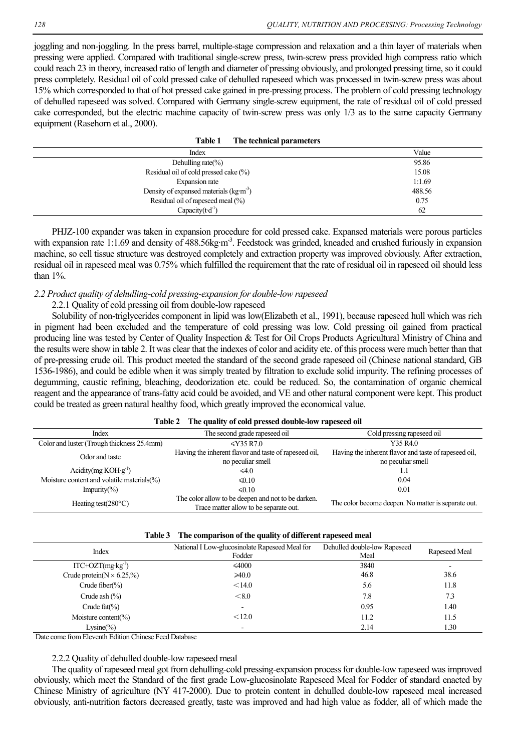joggling and non-joggling. In the press barrel, multiple-stage compression and relaxation and a thin layer of materials when pressing were applied. Compared with traditional single-screw press, twin-screw press provided high compress ratio which could reach 23 in theory, increased ratio of length and diameter of pressing obviously, and prolonged pressing time, so it could press completely. Residual oil of cold pressed cake of dehulled rapeseed which was processed in twin-screw press was about 15% which corresponded to that of hot pressed cake gained in pre-pressing process. The problem of cold pressing technology of dehulled rapeseed was solved. Compared with Germany single-screw equipment, the rate of residual oil of cold pressed cake corresponded, but the electric machine capacity of twin-screw press was only 1/3 as to the same capacity Germany equipment (Rasehorn et al., 2000).

**Table 1 The technical parameters**

| Index | Value |
|---|---|
| Dehulling rate(%) | 95.86 |
| Residual oil of cold pressed cake (%) | 15.08 |
| Expansion rate | 1:1.69 |
| Density of expansed materials ($kg \cdot m^{-3}$) | 488.56 |
| Residual oil of rapeseed meal (%) | 0.75 |
| Capacity($t \cdot d^{-1}$) | 62 |

PHJZ-100 expander was taken in expansion procedure for cold pressed cake. Expansed materials were porous particles with expansion rate 1:1.69 and density of 488.56$kg \cdot m^{-3}$. Feedstock was grinded, kneaded and crushed furiously in expansion machine, so cell tissue structure was destroyed completely and extraction property was improved obviously. After extraction, residual oil in rapeseed meal was 0.75% which fulfilled the requirement that the rate of residual oil in rapeseed oil should less than 1%.

### *2.2 Product quality of dehulling-cold pressing-expansion for double-low rapeseed*

2.2.1 Quality of cold pressing oil from double-low rapeseed

Solubility of non-triglycerides component in lipid was low(Elizabeth et al., 1991), because rapeseed hull which was rich in pigment had been excluded and the temperature of cold pressing was low. Cold pressing oil gained from practical producing line was tested by Center of Quality Inspection & Test for Oil Crops Products Agricultural Ministry of China and the results were show in table 2. It was clear that the indexes of color and acidity etc. of this process were much better than that of pre-pressing crude oil. This product meeted the standard of the second grade rapeseed oil (Chinese national standard, GB 1536-1986), and could be edible when it was simply treated by filtration to exclude solid impurity. The refining processes of degumming, caustic refining, bleaching, deodorization etc. could be reduced. So, the contamination of organic chemical reagent and the appearance of trans-fatty acid could be avoided, and VE and other natural component were kept. This product could be treated as green natural healthy food, which greatly improved the economical value.

**Table 2 The quality of cold pressed double-low rapeseed oil**

| Index | The second grade rapeseed oil | Cold pressing rapeseed oil |
|---|---|---|
| Color and luster (Trough thickness 25.4mm) | ≤Y35 R7.0 | Y35 R4.0 |
| Odor and taste | Having the inherent flavor and taste of rapeseed oil, no peculiar smell | Having the inherent flavor and taste of rapeseed oil, no peculiar smell |
| Acidity(mg $KOH \cdot g^{-1}$) | ≤4.0 | 1.1 |
| Moisture content and volatile materials(%) | ≤0.10 | 0.04 |
| Impurity(%) | ≤0.10 | 0.01 |
| Heating test(280°C) | The color allow to be deepen and not to be darken. Trace matter allow to be separate out. | The color become deepen. No matter is separate out. |

**Table 3 The comparison of the quality of different rapeseed meal**

| Index | National I Low-glucosinolate Rapeseed Meal for Fodder | Dehulled double-low Rapeseed Meal | Rapeseed Meal |
|---|---|---|---|
| ITC+OZT($mg \cdot kg^{-1}$) | ≤4000 | 3840 | - |
| Crude protein(N × 6.25,%) | ≥40.0 | 46.8 | 38.6 |
| Crude fiber(%) | <14.0 | 5.6 | 11.8 |
| Crude ash (%) | <8.0 | 7.8 | 7.3 |
| Crude fat(%) | - | 0.95 | 1.40 |
| Moisture content(%) | <12.0 | 11.2 | 11.5 |
| Lysine(%) | - | 2.14 | 1.30 |

Date come from Eleventh Edition Chinese Feed Database

2.2.2 Quality of dehulled double-low rapeseed meal

The quality of rapeseed meal got from dehulling-cold pressing-expansion process for double-low rapeseed was improved obviously, which meet the Standard of the first grade Low-glucosinolate Rapeseed Meal for Fodder of standard enacted by Chinese Ministry of agriculture (NY 417-2000). Due to protein content in dehulled double-low rapeseed meal increased obviously, anti-nutrition factors decreased greatly, taste was improved and had high value as fodder, all of which made the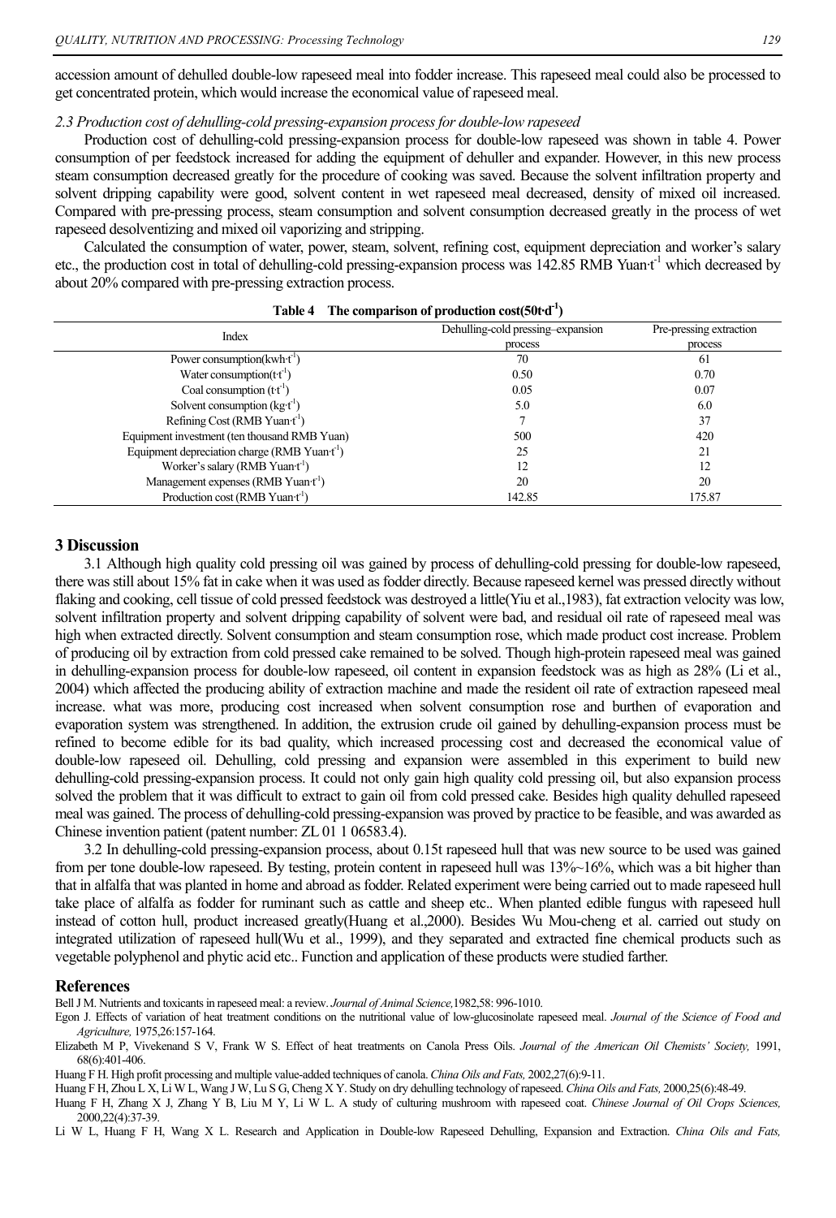accession amount of dehulled double-low rapeseed meal into fodder increase. This rapeseed meal could also be processed to get concentrated protein, which would increase the economical value of rapeseed meal.

### *2.3 Production cost of dehulling-cold pressing-expansion process for double-low rapeseed*

Production cost of dehulling-cold pressing-expansion process for double-low rapeseed was shown in table 4. Power consumption of per feedstock increased for adding the equipment of dehuller and expander. However, in this new process steam consumption decreased greatly for the procedure of cooking was saved. Because the solvent infiltration property and solvent dripping capability were good, solvent content in wet rapeseed meal decreased, density of mixed oil increased. Compared with pre-pressing process, steam consumption and solvent consumption decreased greatly in the process of wet rapeseed desolventizing and mixed oil vaporizing and stripping.

Calculated the consumption of water, power, steam, solvent, refining cost, equipment depreciation and worker's salary etc., the production cost in total of dehulling-cold pressing-expansion process was 142.85 RMB Yuan·t$^{-1}$ which decreased by about 20% compared with pre-pressing extraction process.

**Table 4 The comparison of production cost(50t·d$^{-1}$)**

| Index | Dehulling-cold pressing–expansion process | Pre-pressing extraction process |
|---|---|---|
| Power consumption(kwh·t$^{-1}$) | 70 | 61 |
| Water consumption(t·t$^{-1}$) | 0.50 | 0.70 |
| Coal consumption (t·t$^{-1}$) | 0.05 | 0.07 |
| Solvent consumption (kg·t$^{-1}$) | 5.0 | 6.0 |
| Refining Cost (RMB Yuan·t$^{-1}$) | 7 | 37 |
| Equipment investment (ten thousand RMB Yuan) | 500 | 420 |
| Equipment depreciation charge (RMB Yuan·t$^{-1}$) | 25 | 21 |
| Worker's salary (RMB Yuan·t$^{-1}$) | 12 | 12 |
| Management expenses (RMB Yuan·t$^{-1}$) | 20 | 20 |
| Production cost (RMB Yuan·t$^{-1}$) | 142.85 | 175.87 |

## 3 Discussion

3.1 Although high quality cold pressing oil was gained by process of dehulling-cold pressing for double-low rapeseed, there was still about 15% fat in cake when it was used as fodder directly. Because rapeseed kernel was pressed directly without flaking and cooking, cell tissue of cold pressed feedstock was destroyed a little(Yiu et al.,1983), fat extraction velocity was low, solvent infiltration property and solvent dripping capability of solvent were bad, and residual oil rate of rapeseed meal was high when extracted directly. Solvent consumption and steam consumption rose, which made product cost increase. Problem of producing oil by extraction from cold pressed cake remained to be solved. Though high-protein rapeseed meal was gained in dehulling-expansion process for double-low rapeseed, oil content in expansion feedstock was as high as 28% (Li et al., 2004) which affected the producing ability of extraction machine and made the resident oil rate of extraction rapeseed meal increase. what was more, producing cost increased when solvent consumption rose and burthen of evaporation and evaporation system was strengthened. In addition, the extrusion crude oil gained by dehulling-expansion process must be refined to become edible for its bad quality, which increased processing cost and decreased the economical value of double-low rapeseed oil. Dehulling, cold pressing and expansion were assembled in this experiment to build new dehulling-cold pressing-expansion process. It could not only gain high quality cold pressing oil, but also expansion process solved the problem that it was difficult to extract to gain oil from cold pressed cake. Besides high quality dehulled rapeseed meal was gained. The process of dehulling-cold pressing-expansion was proved by practice to be feasible, and was awarded as Chinese invention patient (patent number: ZL 01 1 06583.4).

3.2 In dehulling-cold pressing-expansion process, about 0.15t rapeseed hull that was new source to be used was gained from per tone double-low rapeseed. By testing, protein content in rapeseed hull was 13%~16%, which was a bit higher than that in alfalfa that was planted in home and abroad as fodder. Related experiment were being carried out to made rapeseed hull take place of alfalfa as fodder for ruminant such as cattle and sheep etc.. When planted edible fungus with rapeseed hull instead of cotton hull, product increased greatly(Huang et al.,2000). Besides Wu Mou-cheng et al. carried out study on integrated utilization of rapeseed hull(Wu et al., 1999), and they separated and extracted fine chemical products such as vegetable polyphenol and phytic acid etc.. Function and application of these products were studied farther.

## References

Bell J M. Nutrients and toxicants in rapeseed meal: a review. *Journal of Animal Science,*1982,58: 996-1010.

Egon J. Effects of variation of heat treatment conditions on the nutritional value of low-glucosinolate rapeseed meal. *Journal of the Science of Food and Agriculture,* 1975,26:157-164.

Elizabeth M P, Vivekenand S V, Frank W S. Effect of heat treatments on Canola Press Oils. *Journal of the American Oil Chemists' Society,* 1991, 68(6):401-406.

Huang F H. High profit processing and multiple value-added techniques of canola. *China Oils and Fats,* 2002,27(6):9-11.

Huang F H, Zhou L X, Li W L, Wang J W, Lu S G, Cheng X Y. Study on dry dehulling technology of rapeseed. *China Oils and Fats,* 2000,25(6):48-49.

Huang F H, Zhang X J, Zhang Y B, Liu M Y, Li W L. A study of culturing mushroom with rapeseed coat. *Chinese Journal of Oil Crops Sciences,* 2000,22(4):37-39.

Li W L, Huang F H, Wang X L. Research and Application in Double-low Rapeseed Dehulling, Expansion and Extraction. *China Oils and Fats,*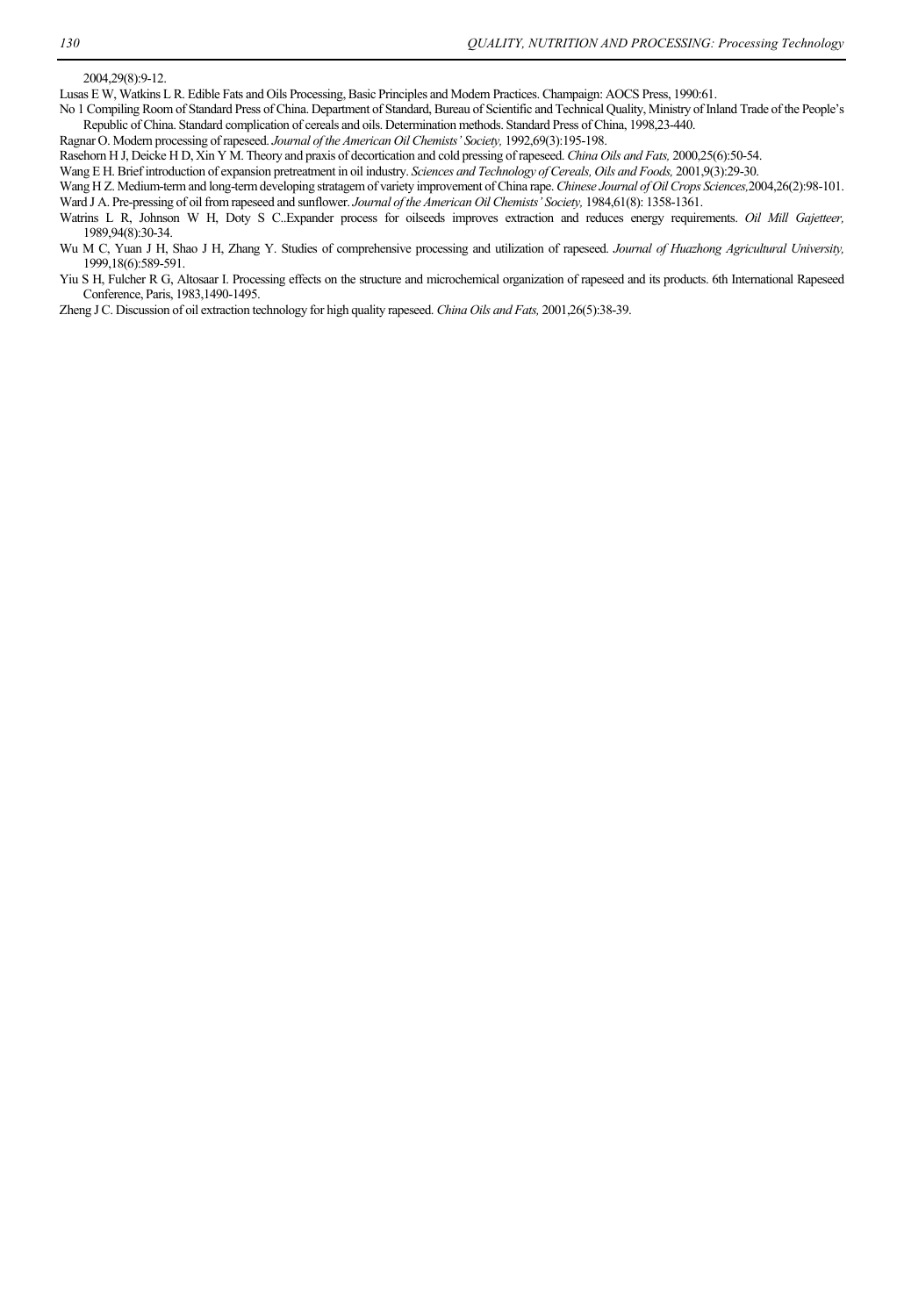2004,29(8):9-12.

Lusas E W, Watkins L R. Edible Fats and Oils Processing, Basic Principles and Modern Practices. Champaign: AOCS Press, 1990:61.

No 1 Compiling Room of Standard Press of China. Department of Standard, Bureau of Scientific and Technical Quality, Ministry of Inland Trade of the People's Republic of China. Standard complication of cereals and oils. Determination methods. Standard Press of China, 1998,23-440.

Ragnar O. Modern processing of rapeseed. *Journal of the American Oil Chemists' Society,* 1992,69(3):195-198.

Rasehorn H J, Deicke H D, Xin Y M. Theory and praxis of decortication and cold pressing of rapeseed. *China Oils and Fats,* 2000,25(6):50-54.

Wang E H. Brief introduction of expansion pretreatment in oil industry. *Sciences and Technology of Cereals, Oils and Foods,* 2001,9(3):29-30.

Wang H Z. Medium-term and long-term developing stratagem of variety improvement of China rape. *Chinese Journal of Oil Crops Sciences,*2004,26(2):98-101.

Ward J A. Pre-pressing of oil from rapeseed and sunflower. *Journal of the American Oil Chemists' Society,* 1984,61(8): 1358-1361.

Watrins L R, Johnson W H, Doty S C..Expander process for oilseeds improves extraction and reduces energy requirements. *Oil Mill Gajetteer,* 1989,94(8):30-34.

Wu M C, Yuan J H, Shao J H, Zhang Y. Studies of comprehensive processing and utilization of rapeseed. *Journal of Huazhong Agricultural University,* 1999,18(6):589-591.

Yiu S H, Fulcher R G, Altosaar I. Processing effects on the structure and microchemical organization of rapeseed and its products. 6th International Rapeseed Conference, Paris, 1983,1490-1495.

Zheng J C. Discussion of oil extraction technology for high quality rapeseed. *China Oils and Fats,* 2001,26(5):38-39.